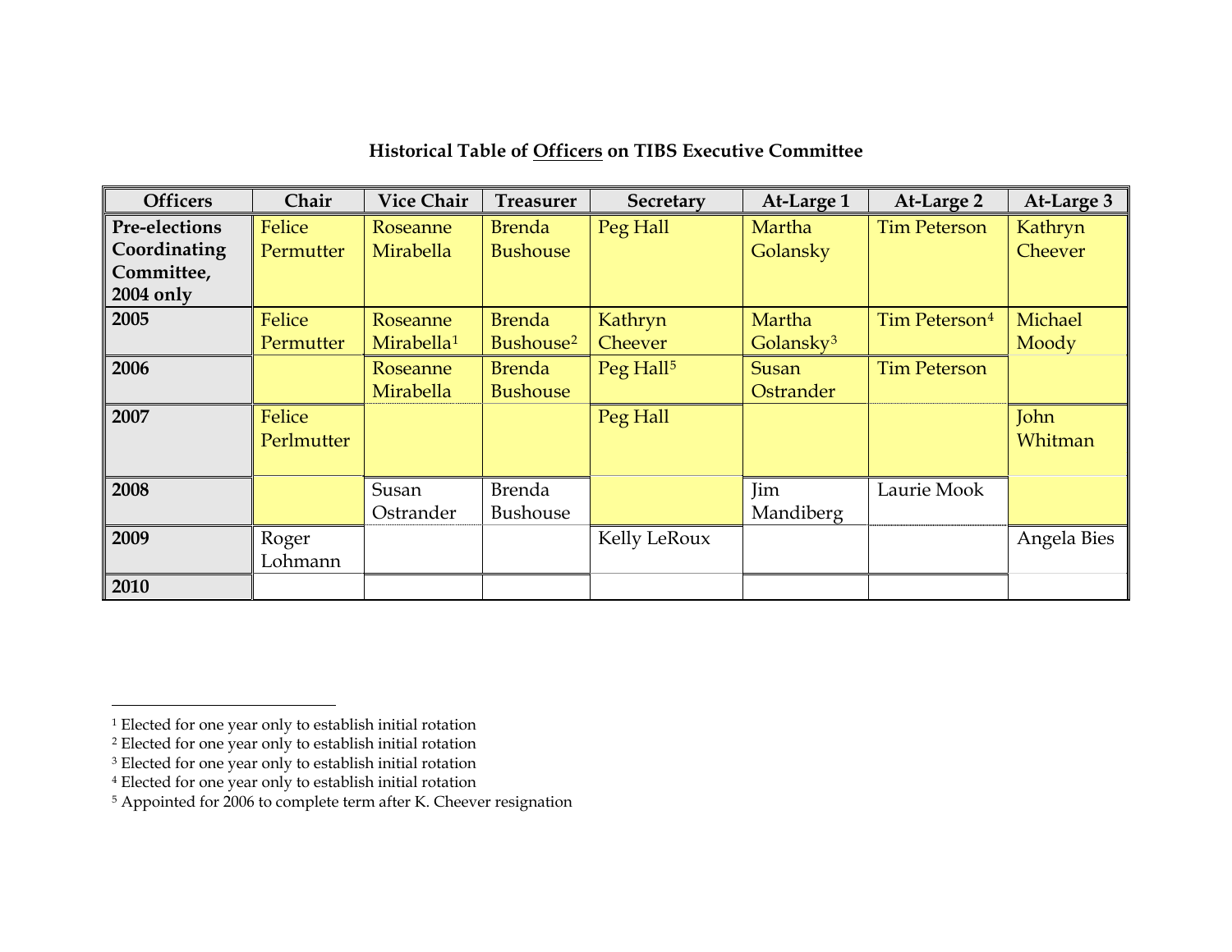**Historical Table of Officers on TIBS Executive Committee**

| Officers | Chair | Vice Chair | Treasurer | Secretary | At-Large 1 | At-Large 2 | At-Large 3 |
|---|---|---|---|---|---|---|---|
| **Pre-elections Coordinating Committee, 2004 only** | Felice Permutter | Roseanne Mirabella | Brenda Bushouse | Peg Hall | Martha Golansky | Tim Peterson | Kathryn Cheever |
| **2005** | Felice Permutter | Roseanne Mirabella[1] | Brenda Bushouse[2] | Kathryn Cheever | Martha Golansky[3] | Tim Peterson[4] | Michael Moody |
| **2006** | | Roseanne Mirabella | Brenda Bushouse | Peg Hall[5] | Susan Ostrander | Tim Peterson | |
| **2007** | Felice Perlmutter | | | Peg Hall | | | John Whitman |
| **2008** | | Susan Ostrander | Brenda Bushouse | | Jim Mandiberg | Laurie Mook | |
| **2009** | Roger Lohmann | | | Kelly LeRoux | | | Angela Bies |
| **2010** | | | | | | | |

[1] Elected for one year only to establish initial rotation

[2] Elected for one year only to establish initial rotation

[3] Elected for one year only to establish initial rotation

[4] Elected for one year only to establish initial rotation

[5] Appointed for 2006 to complete term after K. Cheever resignation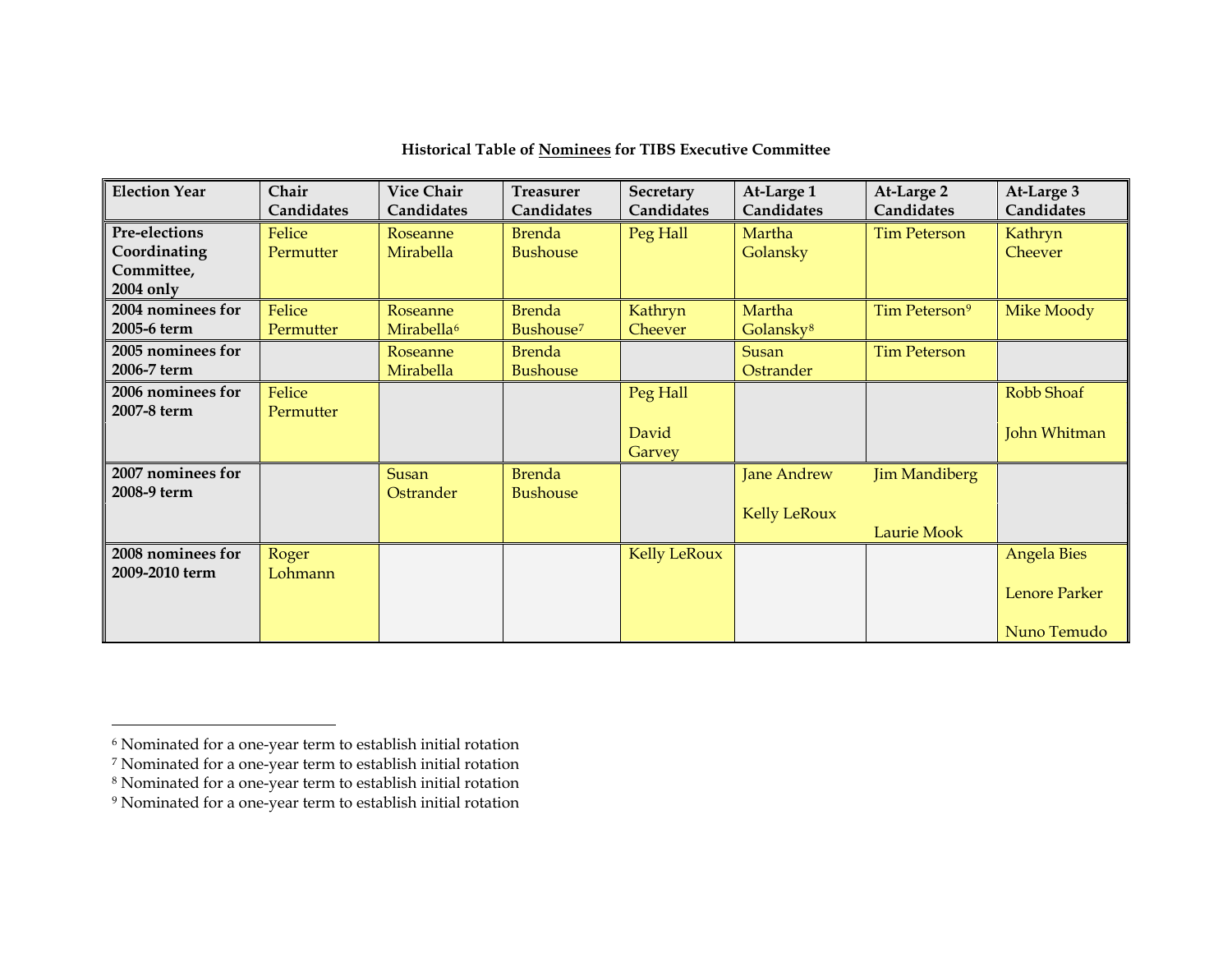**Historical Table of Nominees for TIBS Executive Committee**

| Election Year | Chair Candidates | Vice Chair Candidates | Treasurer Candidates | Secretary Candidates | At-Large 1 Candidates | At-Large 2 Candidates | At-Large 3 Candidates |
|---|---|---|---|---|---|---|---|
| **Pre-elections Coordinating Committee, 2004 only** | Felice Permutter | Roseanne Mirabella | Brenda Bushouse | Peg Hall | Martha Golansky | Tim Peterson | Kathryn Cheever |
| **2004 nominees for 2005-6 term** | Felice Permutter | Roseanne Mirabella[6] | Brenda Bushouse[7] | Kathryn Cheever | Martha Golansky[8] | Tim Peterson[9] | Mike Moody |
| **2005 nominees for 2006-7 term** | | Roseanne Mirabella | Brenda Bushouse | | Susan Ostrander | Tim Peterson | |
| **2006 nominees for 2007-8 term** | Felice Permutter | | | Peg Hall<br><br>David Garvey | | | Robb Shoaf<br><br>John Whitman |
| **2007 nominees for 2008-9 term** | | Susan Ostrander | Brenda Bushouse | | Jane Andrew<br><br>Kelly LeRoux | Jim Mandiberg<br><br>Laurie Mook | |
| **2008 nominees for 2009-2010 term** | Roger Lohmann | | | Kelly LeRoux | | | Angela Bies<br><br>Lenore Parker<br><br>Nuno Temudo |

---

[6] Nominated for a one-year term to establish initial rotation

[7] Nominated for a one-year term to establish initial rotation

[8] Nominated for a one-year term to establish initial rotation

[9] Nominated for a one-year term to establish initial rotation